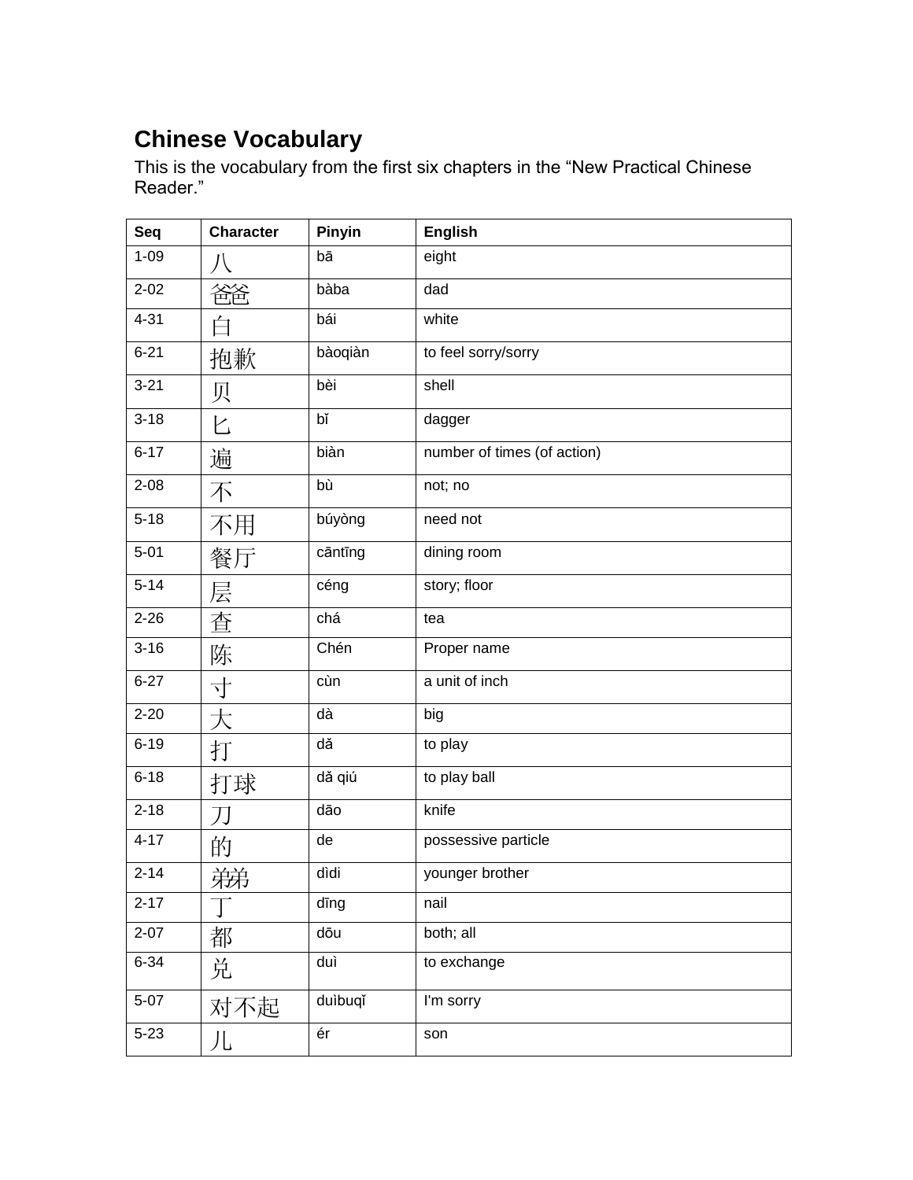## Chinese Vocabulary

This is the vocabulary from the first six chapters in the “New Practical Chinese Reader.”

| Seq | Character | Pinyin | English |
|---|---|---|---|
| 1-09 | 八 | bā | eight |
| 2-02 | 爸爸 | bàba | dad |
| 4-31 | 白 | bái | white |
| 6-21 | 抱歉 | bàoqiàn | to feel sorry/sorry |
| 3-21 | 贝 | bèi | shell |
| 3-18 | 匕 | bǐ | dagger |
| 6-17 | 遍 | biàn | number of times (of action) |
| 2-08 | 不 | bù | not; no |
| 5-18 | 不用 | búyòng | need not |
| 5-01 | 餐厅 | cāntīng | dining room |
| 5-14 | 层 | céng | story; floor |
| 2-26 | 查 | chá | tea |
| 3-16 | 陈 | Chén | Proper name |
| 6-27 | 寸 | cùn | a unit of inch |
| 2-20 | 大 | dà | big |
| 6-19 | 打 | dǎ | to play |
| 6-18 | 打球 | dǎ qiú | to play ball |
| 2-18 | 刀 | dāo | knife |
| 4-17 | 的 | de | possessive particle |
| 2-14 | 弟弟 | dìdi | younger brother |
| 2-17 | 丁 | dīng | nail |
| 2-07 | 都 | dōu | both; all |
| 6-34 | 兑 | duì | to exchange |
| 5-07 | 对不起 | duìbuqǐ | I'm sorry |
| 5-23 | 儿 | ér | son |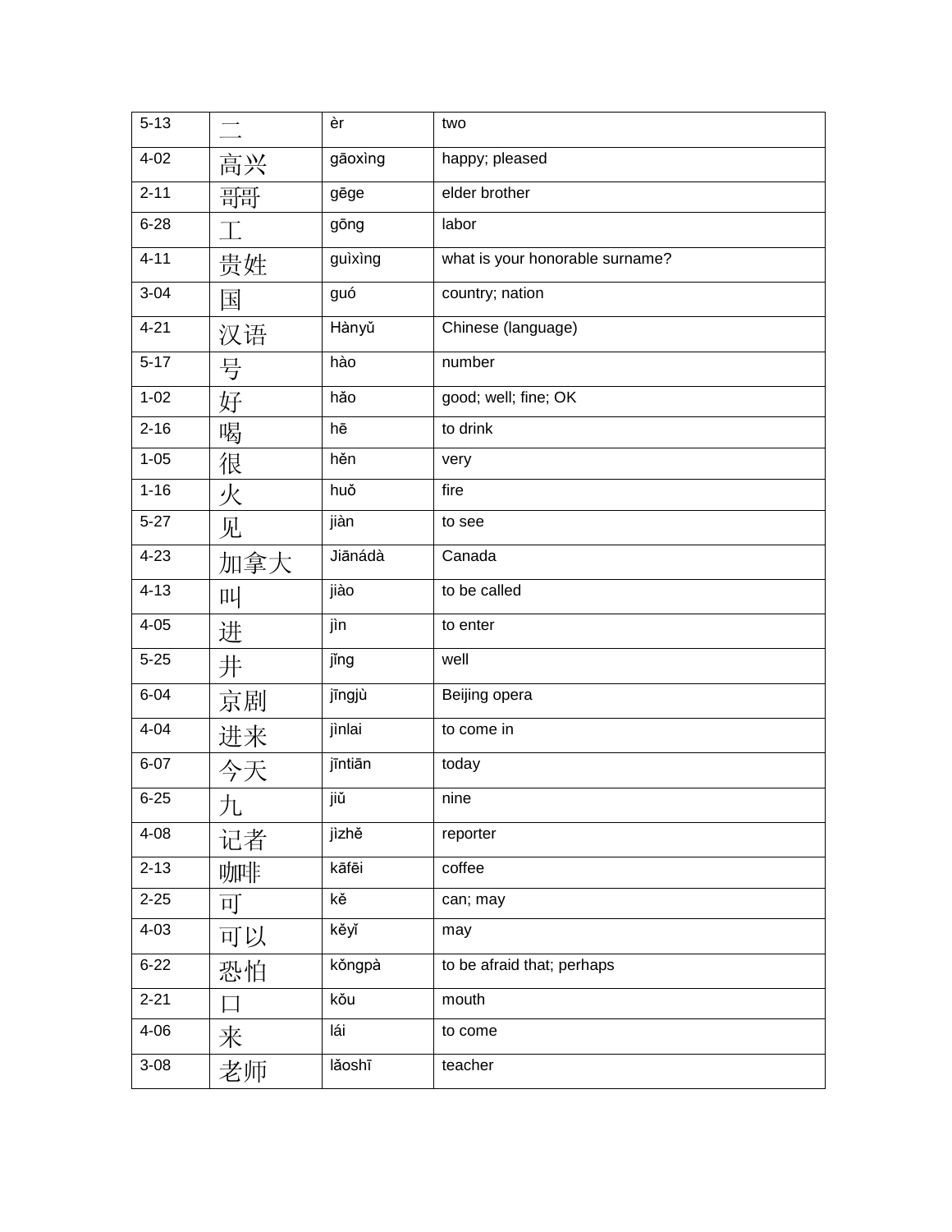| 5-13 | 二 | èr | two |
|---|---|---|---|
| 4-02 | 高兴 | gāoxìng | happy; pleased |
| 2-11 | 哥哥 | gēge | elder brother |
| 6-28 | 工 | gōng | labor |
| 4-11 | 贵姓 | guìxìng | what is your honorable surname? |
| 3-04 | 国 | guó | country; nation |
| 4-21 | 汉语 | Hànyǔ | Chinese (language) |
| 5-17 | 号 | hào | number |
| 1-02 | 好 | hǎo | good; well; fine; OK |
| 2-16 | 喝 | hē | to drink |
| 1-05 | 很 | hěn | very |
| 1-16 | 火 | huǒ | fire |
| 5-27 | 见 | jiàn | to see |
| 4-23 | 加拿大 | Jiānádà | Canada |
| 4-13 | 叫 | jiào | to be called |
| 4-05 | 进 | jìn | to enter |
| 5-25 | 井 | jǐng | well |
| 6-04 | 京剧 | jīngjù | Beijing opera |
| 4-04 | 进来 | jìnlai | to come in |
| 6-07 | 今天 | jīntiān | today |
| 6-25 | 九 | jiǔ | nine |
| 4-08 | 记者 | jìzhě | reporter |
| 2-13 | 咖啡 | kāfēi | coffee |
| 2-25 | 可 | kě | can; may |
| 4-03 | 可以 | kěyǐ | may |
| 6-22 | 恐怕 | kǒngpà | to be afraid that; perhaps |
| 2-21 | 口 | kǒu | mouth |
| 4-06 | 来 | lái | to come |
| 3-08 | 老师 | lǎoshī | teacher |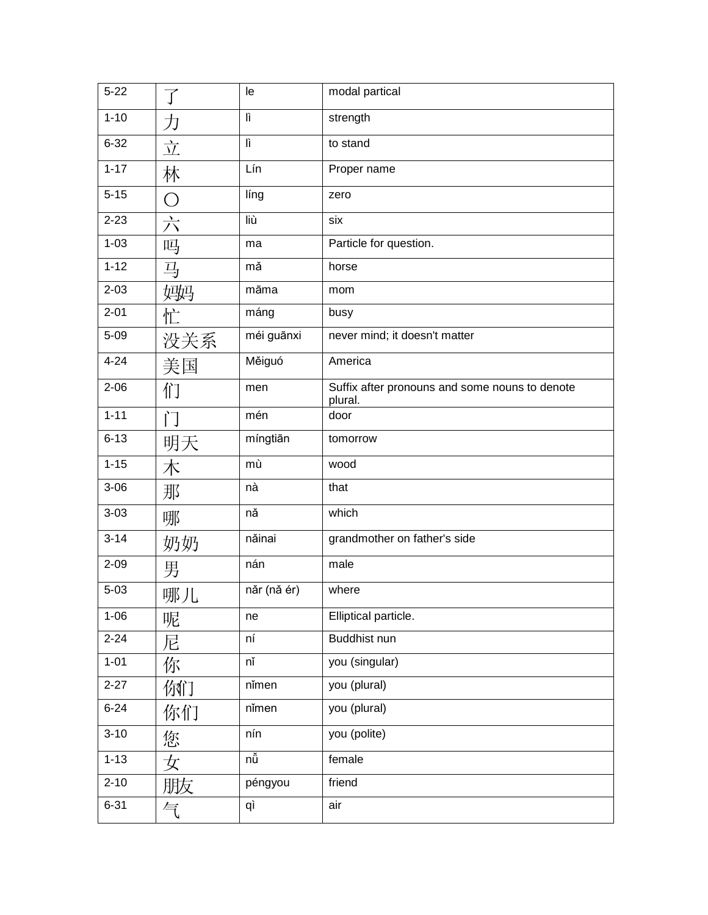| 5-22 | 了 | le | modal partical |
|---|---|---|---|
| 1-10 | 力 | lì | strength |
| 6-32 | 立 | lì | to stand |
| 1-17 | 林 | Lín | Proper name |
| 5-15 | 〇 | líng | zero |
| 2-23 | 六 | liù | six |
| 1-03 | 吗 | ma | Particle for question. |
| 1-12 | 马 | mǎ | horse |
| 2-03 | 妈妈 | māma | mom |
| 2-01 | 忙 | máng | busy |
| 5-09 | 没关系 | méi guānxi | never mind; it doesn't matter |
| 4-24 | 美国 | Měiguó | America |
| 2-06 | 们 | men | Suffix after pronouns and some nouns to denote plural. |
| 1-11 | 门 | mén | door |
| 6-13 | 明天 | míngtiān | tomorrow |
| 1-15 | 木 | mù | wood |
| 3-06 | 那 | nà | that |
| 3-03 | 哪 | nǎ | which |
| 3-14 | 奶奶 | nǎinai | grandmother on father's side |
| 2-09 | 男 | nán | male |
| 5-03 | 哪儿 | nǎr (nǎ ér) | where |
| 1-06 | 呢 | ne | Elliptical particle. |
| 2-24 | 尼 | ní | Buddhist nun |
| 1-01 | 你 | nǐ | you (singular) |
| 2-27 | 你们 | nǐmen | you (plural) |
| 6-24 | 你们 | nǐmen | you (plural) |
| 3-10 | 您 | nín | you (polite) |
| 1-13 | 女 | nǚ | female |
| 2-10 | 朋友 | péngyou | friend |
| 6-31 | 气 | qì | air |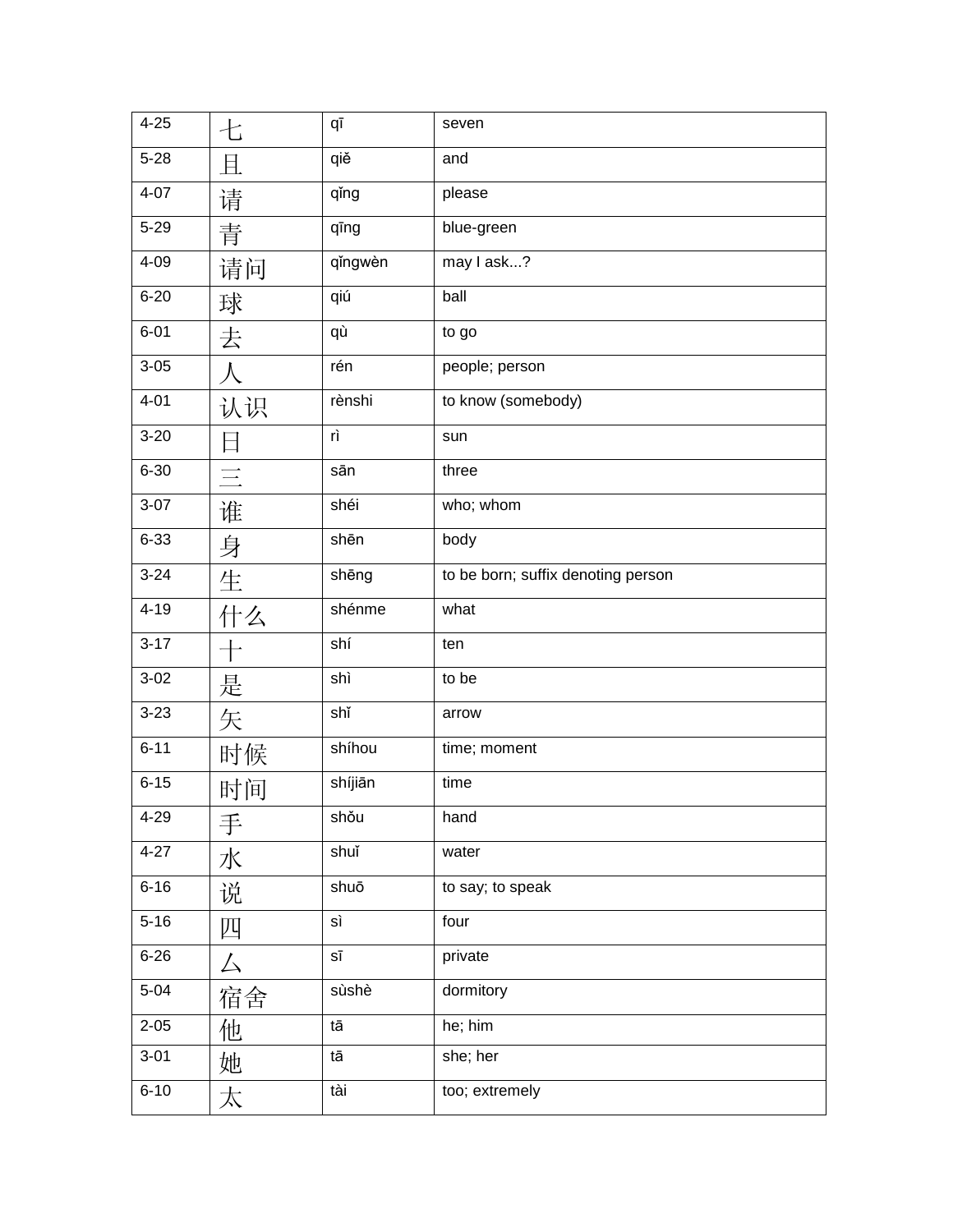| 4-25 | 七 | qī | seven |
|---|---|---|---|
| 5-28 | 且 | qiě | and |
| 4-07 | 请 | qǐng | please |
| 5-29 | 青 | qīng | blue-green |
| 4-09 | 请问 | qǐngwèn | may I ask...? |
| 6-20 | 球 | qiú | ball |
| 6-01 | 去 | qù | to go |
| 3-05 | 人 | rén | people; person |
| 4-01 | 认识 | rènshi | to know (somebody) |
| 3-20 | 日 | rì | sun |
| 6-30 | 三 | sān | three |
| 3-07 | 谁 | shéi | who; whom |
| 6-33 | 身 | shēn | body |
| 3-24 | 生 | shēng | to be born; suffix denoting person |
| 4-19 | 什么 | shénme | what |
| 3-17 | 十 | shí | ten |
| 3-02 | 是 | shì | to be |
| 3-23 | 矢 | shǐ | arrow |
| 6-11 | 时候 | shíhou | time; moment |
| 6-15 | 时间 | shíjiān | time |
| 4-29 | 手 | shǒu | hand |
| 4-27 | 水 | shuǐ | water |
| 6-16 | 说 | shuō | to say; to speak |
| 5-16 | 四 | sì | four |
| 6-26 | 厶 | sī | private |
| 5-04 | 宿舍 | sùshè | dormitory |
| 2-05 | 他 | tā | he; him |
| 3-01 | 她 | tā | she; her |
| 6-10 | 太 | tài | too; extremely |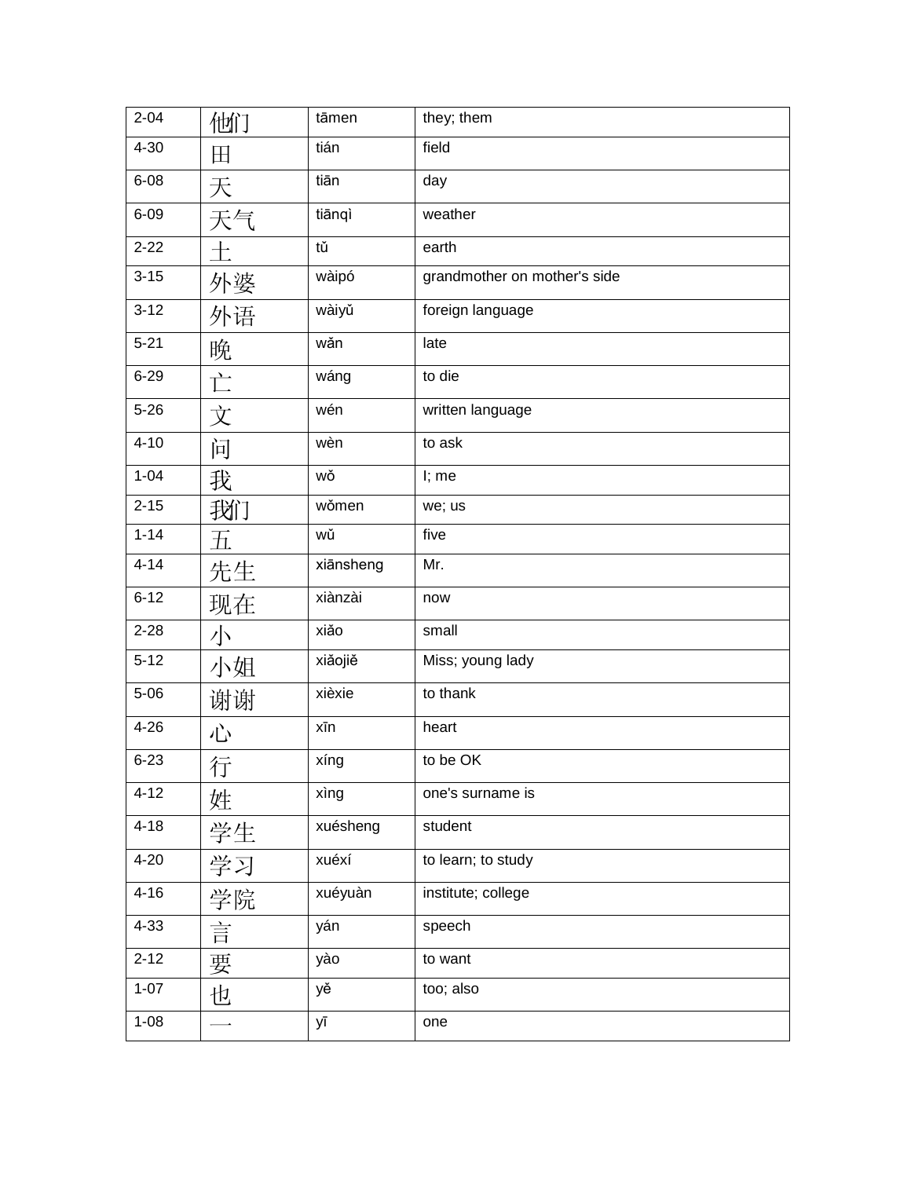| 2-04 | 他们 | tāmen | they; them |
|---|---|---|---|
| 4-30 | 田 | tián | field |
| 6-08 | 天 | tiān | day |
| 6-09 | 天气 | tiānqì | weather |
| 2-22 | 土 | tǔ | earth |
| 3-15 | 外婆 | wàipó | grandmother on mother's side |
| 3-12 | 外语 | wàiyǔ | foreign language |
| 5-21 | 晚 | wǎn | late |
| 6-29 | 亡 | wáng | to die |
| 5-26 | 文 | wén | written language |
| 4-10 | 问 | wèn | to ask |
| 1-04 | 我 | wǒ | I; me |
| 2-15 | 我们 | wǒmen | we; us |
| 1-14 | 五 | wǔ | five |
| 4-14 | 先生 | xiānsheng | Mr. |
| 6-12 | 现在 | xiànzài | now |
| 2-28 | 小 | xiǎo | small |
| 5-12 | 小姐 | xiǎojiě | Miss; young lady |
| 5-06 | 谢谢 | xièxie | to thank |
| 4-26 | 心 | xīn | heart |
| 6-23 | 行 | xíng | to be OK |
| 4-12 | 姓 | xìng | one's surname is |
| 4-18 | 学生 | xuésheng | student |
| 4-20 | 学习 | xuéxí | to learn; to study |
| 4-16 | 学院 | xuéyuàn | institute; college |
| 4-33 | 言 | yán | speech |
| 2-12 | 要 | yào | to want |
| 1-07 | 也 | yě | too; also |
| 1-08 | 一 | yī | one |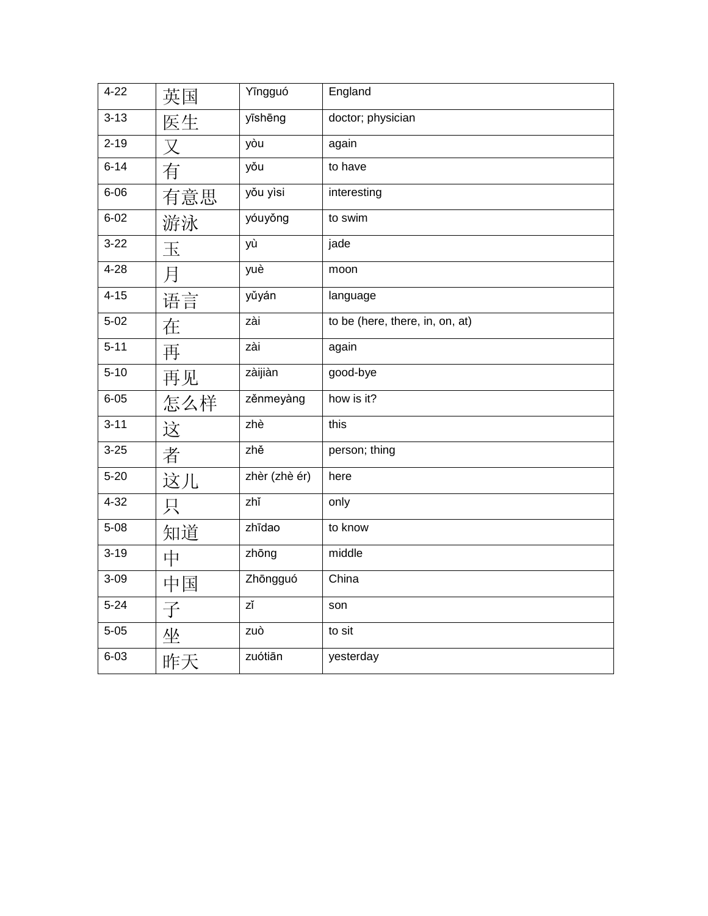| | | | |
|---|---|---|---|
| 4-22 | 英国 | Yīngguó | England |
| 3-13 | 医生 | yīshēng | doctor; physician |
| 2-19 | 又 | yòu | again |
| 6-14 | 有 | yǒu | to have |
| 6-06 | 有意思 | yǒu yìsi | interesting |
| 6-02 | 游泳 | yóuyǒng | to swim |
| 3-22 | 玉 | yù | jade |
| 4-28 | 月 | yuè | moon |
| 4-15 | 语言 | yǔyán | language |
| 5-02 | 在 | zài | to be (here, there, in, on, at) |
| 5-11 | 再 | zài | again |
| 5-10 | 再见 | zàijiàn | good-bye |
| 6-05 | 怎么样 | zěnmeyàng | how is it? |
| 3-11 | 这 | zhè | this |
| 3-25 | 者 | zhě | person; thing |
| 5-20 | 这儿 | zhèr (zhè ér) | here |
| 4-32 | 只 | zhǐ | only |
| 5-08 | 知道 | zhīdao | to know |
| 3-19 | 中 | zhōng | middle |
| 3-09 | 中国 | Zhōngguó | China |
| 5-24 | 子 | zǐ | son |
| 5-05 | 坐 | zuò | to sit |
| 6-03 | 昨天 | zuótiān | yesterday |